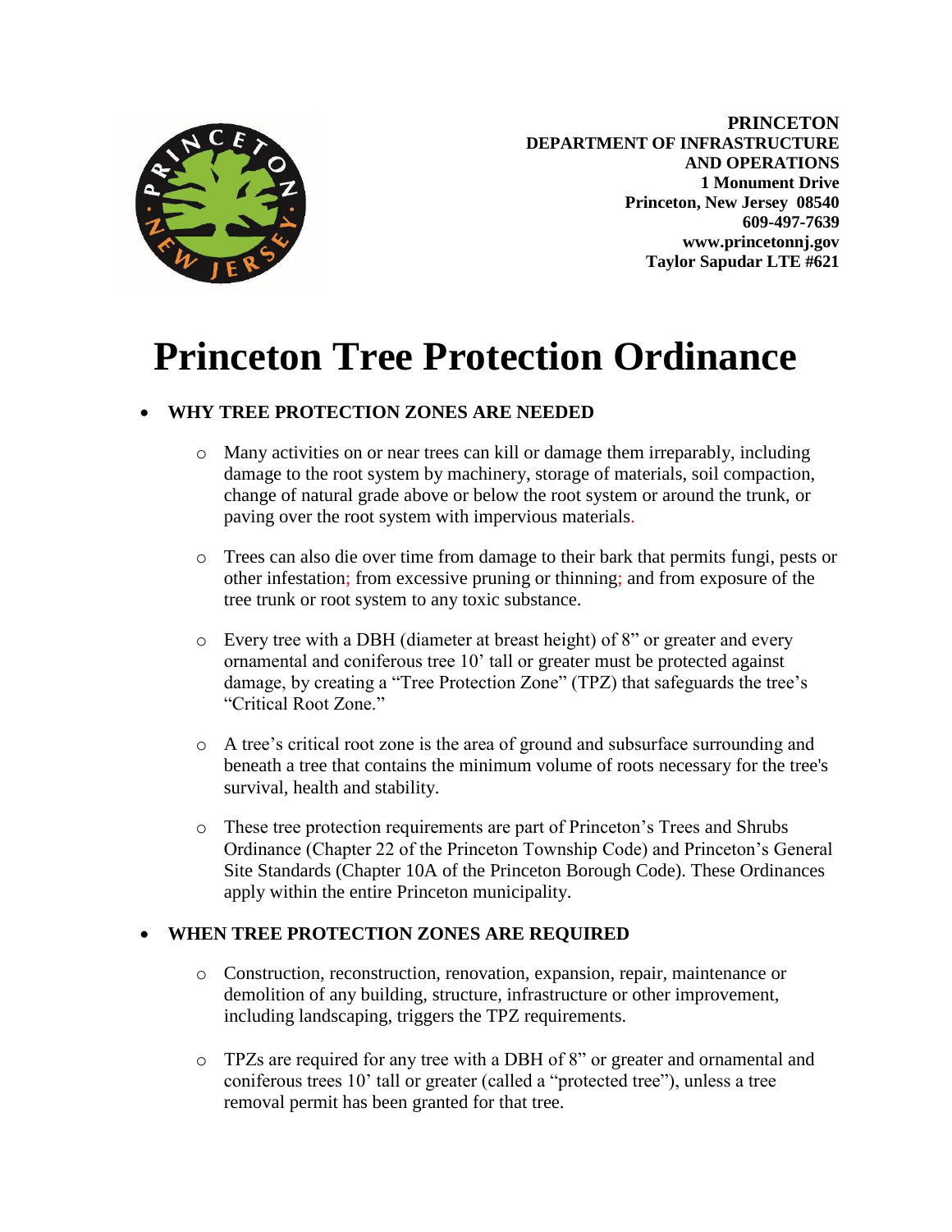**PRINCETON**
**DEPARTMENT OF INFRASTRUCTURE AND OPERATIONS**
**1 Monument Drive**
**Princeton, New Jersey 08540**
**609-497-7639**
**www.princetonnj.gov**
**Taylor Sapudar LTE #621**

# Princeton Tree Protection Ordinance

- **WHY TREE PROTECTION ZONES ARE NEEDED**
  - Many activities on or near trees can kill or damage them irreparably, including damage to the root system by machinery, storage of materials, soil compaction, change of natural grade above or below the root system or around the trunk, or paving over the root system with impervious materials.
  - Trees can also die over time from damage to their bark that permits fungi, pests or other infestation; from excessive pruning or thinning; and from exposure of the tree trunk or root system to any toxic substance.
  - Every tree with a DBH (diameter at breast height) of 8" or greater and every ornamental and coniferous tree 10' tall or greater must be protected against damage, by creating a "Tree Protection Zone" (TPZ) that safeguards the tree's "Critical Root Zone."
  - A tree's critical root zone is the area of ground and subsurface surrounding and beneath a tree that contains the minimum volume of roots necessary for the tree's survival, health and stability.
  - These tree protection requirements are part of Princeton's Trees and Shrubs Ordinance (Chapter 22 of the Princeton Township Code) and Princeton's General Site Standards (Chapter 10A of the Princeton Borough Code). These Ordinances apply within the entire Princeton municipality.

- **WHEN TREE PROTECTION ZONES ARE REQUIRED**
  - Construction, reconstruction, renovation, expansion, repair, maintenance or demolition of any building, structure, infrastructure or other improvement, including landscaping, triggers the TPZ requirements.
  - TPZs are required for any tree with a DBH of 8" or greater and ornamental and coniferous trees 10' tall or greater (called a "protected tree"), unless a tree removal permit has been granted for that tree.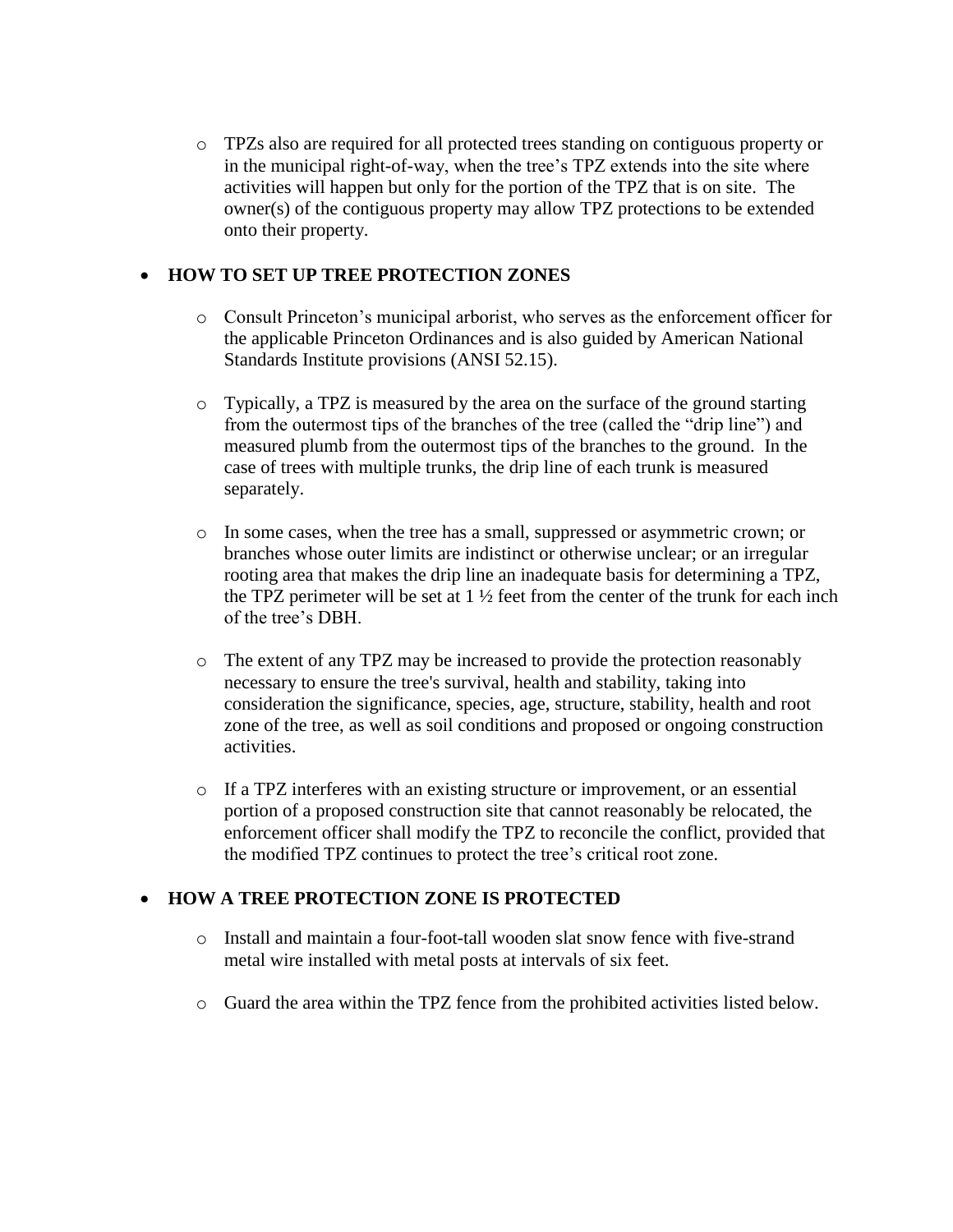- TPZs also are required for all protected trees standing on contiguous property or in the municipal right-of-way, when the tree's TPZ extends into the site where activities will happen but only for the portion of the TPZ that is on site. The owner(s) of the contiguous property may allow TPZ protections to be extended onto their property.

- **HOW TO SET UP TREE PROTECTION ZONES**

  - Consult Princeton's municipal arborist, who serves as the enforcement officer for the applicable Princeton Ordinances and is also guided by American National Standards Institute provisions (ANSI 52.15).

  - Typically, a TPZ is measured by the area on the surface of the ground starting from the outermost tips of the branches of the tree (called the "drip line") and measured plumb from the outermost tips of the branches to the ground. In the case of trees with multiple trunks, the drip line of each trunk is measured separately.

  - In some cases, when the tree has a small, suppressed or asymmetric crown; or branches whose outer limits are indistinct or otherwise unclear; or an irregular rooting area that makes the drip line an inadequate basis for determining a TPZ, the TPZ perimeter will be set at 1 ½ feet from the center of the trunk for each inch of the tree's DBH.

  - The extent of any TPZ may be increased to provide the protection reasonably necessary to ensure the tree's survival, health and stability, taking into consideration the significance, species, age, structure, stability, health and root zone of the tree, as well as soil conditions and proposed or ongoing construction activities.

  - If a TPZ interferes with an existing structure or improvement, or an essential portion of a proposed construction site that cannot reasonably be relocated, the enforcement officer shall modify the TPZ to reconcile the conflict, provided that the modified TPZ continues to protect the tree's critical root zone.

- **HOW A TREE PROTECTION ZONE IS PROTECTED**

  - Install and maintain a four-foot-tall wooden slat snow fence with five-strand metal wire installed with metal posts at intervals of six feet.

  - Guard the area within the TPZ fence from the prohibited activities listed below.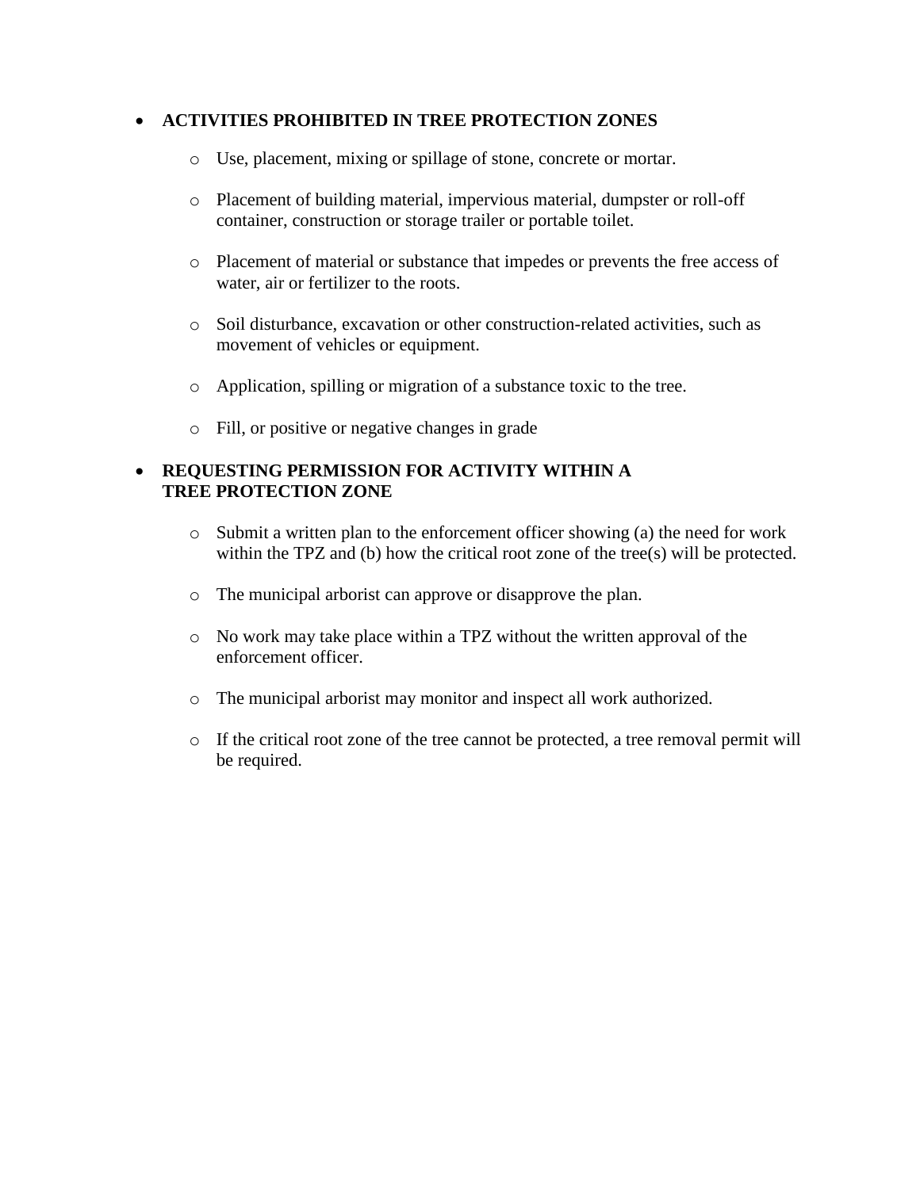- **ACTIVITIES PROHIBITED IN TREE PROTECTION ZONES**
  - Use, placement, mixing or spillage of stone, concrete or mortar.
  - Placement of building material, impervious material, dumpster or roll-off container, construction or storage trailer or portable toilet.
  - Placement of material or substance that impedes or prevents the free access of water, air or fertilizer to the roots.
  - Soil disturbance, excavation or other construction-related activities, such as movement of vehicles or equipment.
  - Application, spilling or migration of a substance toxic to the tree.
  - Fill, or positive or negative changes in grade

- **REQUESTING PERMISSION FOR ACTIVITY WITHIN A TREE PROTECTION ZONE**
  - Submit a written plan to the enforcement officer showing (a) the need for work within the TPZ and (b) how the critical root zone of the tree(s) will be protected.
  - The municipal arborist can approve or disapprove the plan.
  - No work may take place within a TPZ without the written approval of the enforcement officer.
  - The municipal arborist may monitor and inspect all work authorized.
  - If the critical root zone of the tree cannot be protected, a tree removal permit will be required.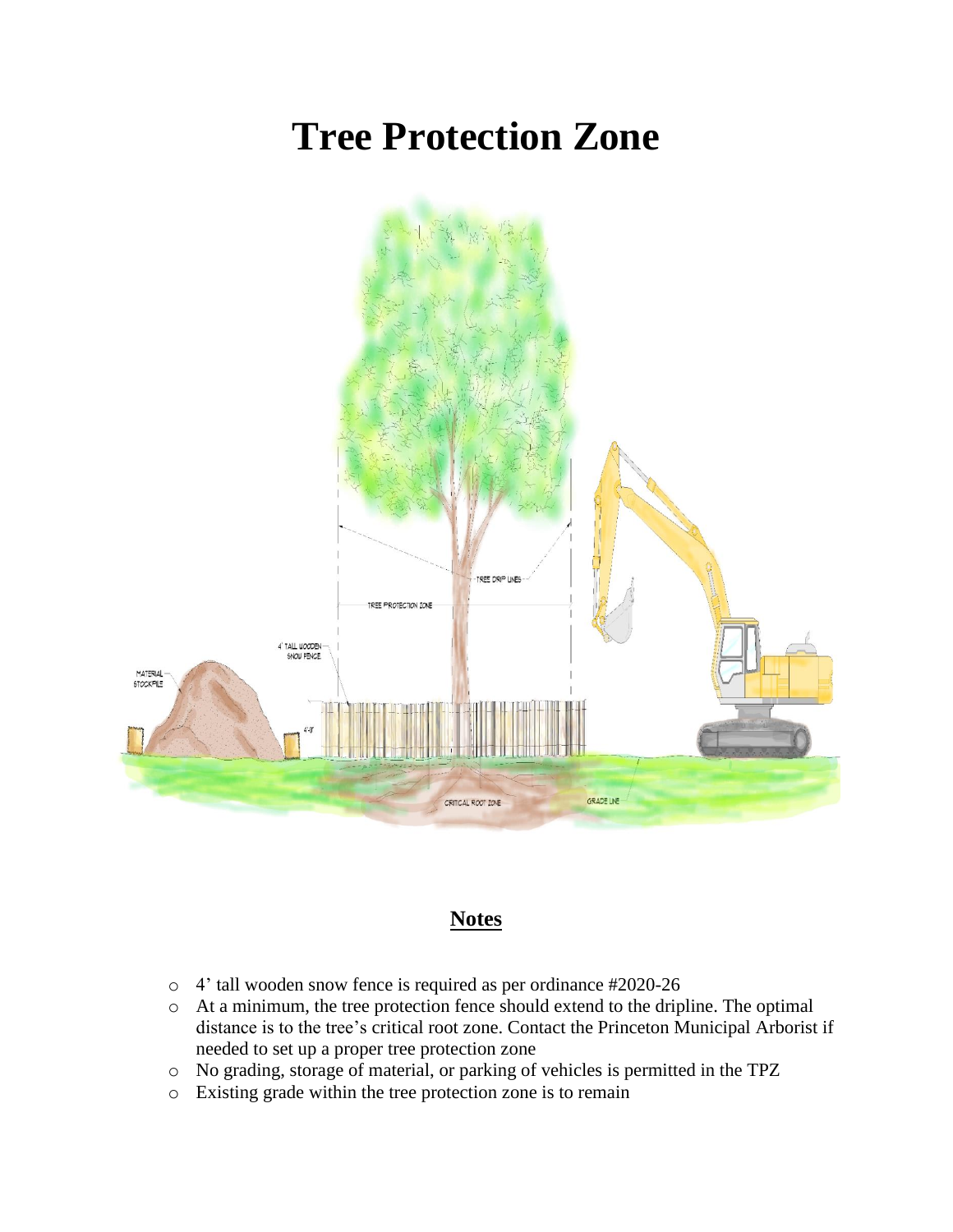# Tree Protection Zone

## Notes

- 4' tall wooden snow fence is required as per ordinance #2020-26
- At a minimum, the tree protection fence should extend to the dripline. The optimal distance is to the tree's critical root zone. Contact the Princeton Municipal Arborist if needed to set up a proper tree protection zone
- No grading, storage of material, or parking of vehicles is permitted in the TPZ
- Existing grade within the tree protection zone is to remain